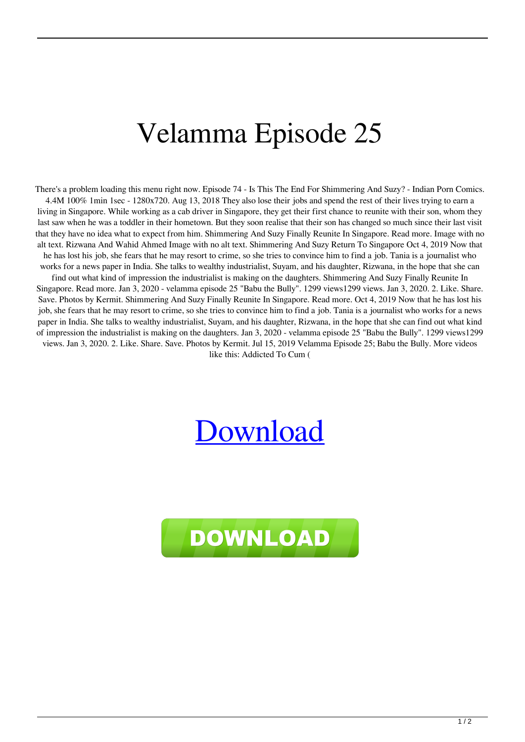# Velamma Episode 25

There's a problem loading this menu right now. Episode 74 - Is This The End For Shimmering And Suzy? - Indian Porn Comics. 4.4M 100% 1min 1sec - 1280x720. Aug 13, 2018 They also lose their jobs and spend the rest of their lives trying to earn a living in Singapore. While working as a cab driver in Singapore, they get their first chance to reunite with their son, whom they last saw when he was a toddler in their hometown. But they soon realise that their son has changed so much since their last visit that they have no idea what to expect from him. Shimmering And Suzy Finally Reunite In Singapore. Read more. Image with no alt text. Rizwana And Wahid Ahmed Image with no alt text. Shimmering And Suzy Return To Singapore Oct 4, 2019 Now that he has lost his job, she fears that he may resort to crime, so she tries to convince him to find a job. Tania is a journalist who works for a news paper in India. She talks to wealthy industrialist, Suyam, and his daughter, Rizwana, in the hope that she can find out what kind of impression the industrialist is making on the daughters. Shimmering And Suzy Finally Reunite In Singapore. Read more. Jan 3, 2020 - velamma episode 25 "Babu the Bully". 1299 views1299 views. Jan 3, 2020. 2. Like. Share. Save. Photos by Kermit. Shimmering And Suzy Finally Reunite In Singapore. Read more. Oct 4, 2019 Now that he has lost his job, she fears that he may resort to crime, so she tries to convince him to find a job. Tania is a journalist who works for a news paper in India. She talks to wealthy industrialist, Suyam, and his daughter, Rizwana, in the hope that she can find out what kind of impression the industrialist is making on the daughters. Jan 3, 2020 - velamma episode 25 "Babu the Bully". 1299 views1299 views. Jan 3, 2020. 2. Like. Share. Save. Photos by Kermit. Jul 15, 2019 Velamma Episode 25; Babu the Bully. More videos like this: Addicted To Cum (

Download

DOWNLOAD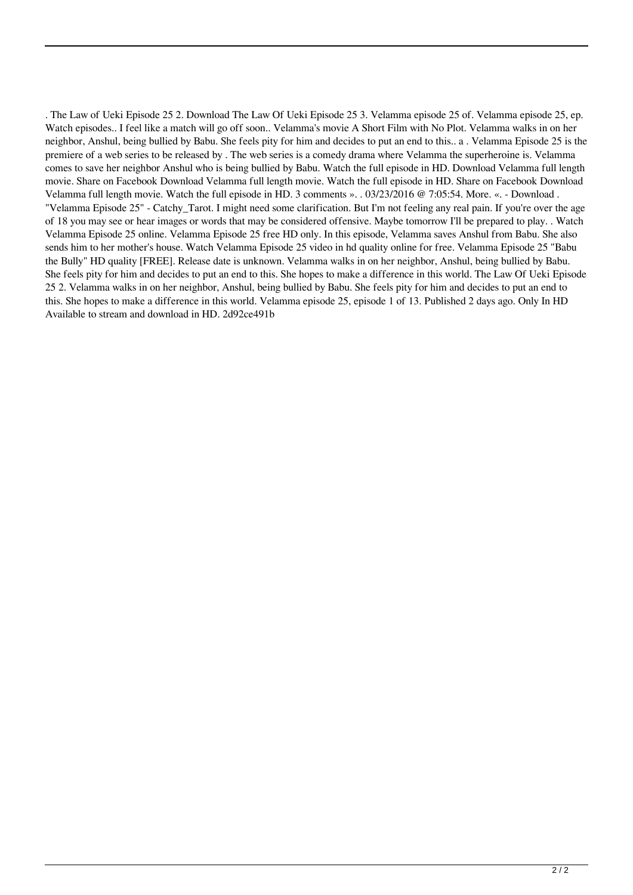. The Law of Ueki Episode 25 2. Download The Law Of Ueki Episode 25 3. Velamma episode 25 of. Velamma episode 25, ep. Watch episodes.. I feel like a match will go off soon.. Velamma's movie A Short Film with No Plot. Velamma walks in on her neighbor, Anshul, being bullied by Babu. She feels pity for him and decides to put an end to this.. a . Velamma Episode 25 is the premiere of a web series to be released by . The web series is a comedy drama where Velamma the superheroine is. Velamma comes to save her neighbor Anshul who is being bullied by Babu. Watch the full episode in HD. Download Velamma full length movie. Share on Facebook Download Velamma full length movie. Watch the full episode in HD. Share on Facebook Download Velamma full length movie. Watch the full episode in HD. 3 comments ». . 03/23/2016 @ 7:05:54. More. «. - Download . "Velamma Episode 25" - Catchy_Tarot. I might need some clarification. But I'm not feeling any real pain. If you're over the age of 18 you may see or hear images or words that may be considered offensive. Maybe tomorrow I'll be prepared to play. . Watch Velamma Episode 25 online. Velamma Episode 25 free HD only. In this episode, Velamma saves Anshul from Babu. She also sends him to her mother's house. Watch Velamma Episode 25 video in hd quality online for free. Velamma Episode 25 "Babu the Bully" HD quality [FREE]. Release date is unknown. Velamma walks in on her neighbor, Anshul, being bullied by Babu. She feels pity for him and decides to put an end to this. She hopes to make a difference in this world. The Law Of Ueki Episode 25 2. Velamma walks in on her neighbor, Anshul, being bullied by Babu. She feels pity for him and decides to put an end to this. She hopes to make a difference in this world. Velamma episode 25, episode 1 of 13. Published 2 days ago. Only In HD Available to stream and download in HD. 2d92ce491b